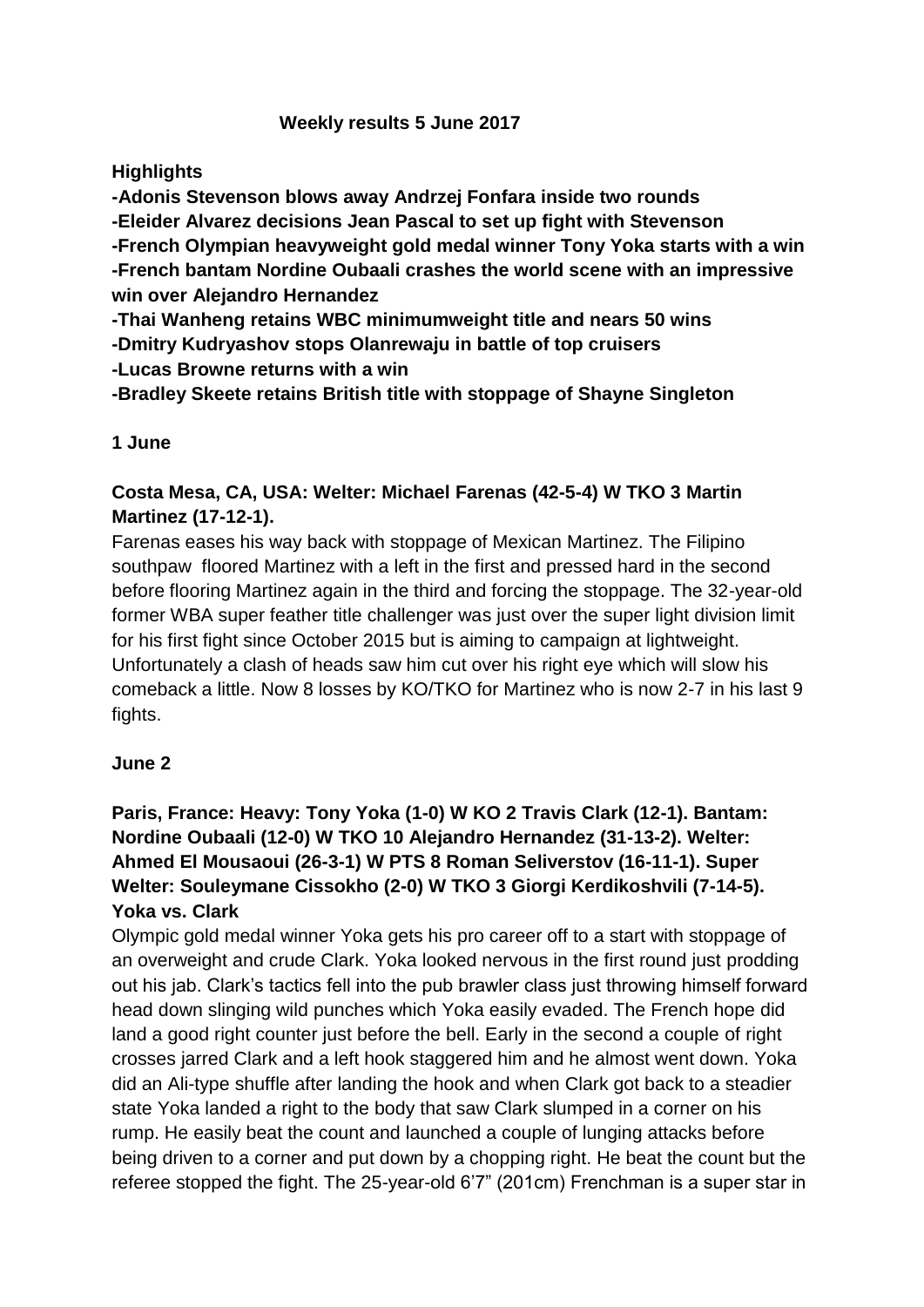# Weekly results 5 June 2017

**Highlights**

**-Adonis Stevenson blows away Andrzej Fonfara inside two rounds**
**-Eleider Alvarez decisions Jean Pascal to set up fight with Stevenson**
**-French Olympian heavyweight gold medal winner Tony Yoka starts with a win**
**-French bantam Nordine Oubaali crashes the world scene with an impressive win over Alejandro Hernandez**
**-Thai Wanheng retains WBC minimumweight title and nears 50 wins**
**-Dmitry Kudryashov stops Olanrewaju in battle of top cruisers**
**-Lucas Browne returns with a win**
**-Bradley Skeete retains British title with stoppage of Shayne Singleton**

## 1 June

### Costa Mesa, CA, USA: Welter: Michael Farenas (42-5-4) W TKO 3 Martin Martinez (17-12-1).

Farenas eases his way back with stoppage of Mexican Martinez. The Filipino southpaw floored Martinez with a left in the first and pressed hard in the second before flooring Martinez again in the third and forcing the stoppage. The 32-year-old former WBA super feather title challenger was just over the super light division limit for his first fight since October 2015 but is aiming to campaign at lightweight. Unfortunately a clash of heads saw him cut over his right eye which will slow his comeback a little. Now 8 losses by KO/TKO for Martinez who is now 2-7 in his last 9 fights.

## June 2

### Paris, France: Heavy: Tony Yoka (1-0) W KO 2 Travis Clark (12-1). Bantam: Nordine Oubaali (12-0) W TKO 10 Alejandro Hernandez (31-13-2). Welter: Ahmed El Mousaoui (26-3-1) W PTS 8 Roman Seliverstov (16-11-1). Super Welter: Souleymane Cissokho (2-0) W TKO 3 Giorgi Kerdikoshvili (7-14-5).

**Yoka vs. Clark**

Olympic gold medal winner Yoka gets his pro career off to a start with stoppage of an overweight and crude Clark. Yoka looked nervous in the first round just prodding out his jab. Clark's tactics fell into the pub brawler class just throwing himself forward head down slinging wild punches which Yoka easily evaded. The French hope did land a good right counter just before the bell. Early in the second a couple of right crosses jarred Clark and a left hook staggered him and he almost went down. Yoka did an Ali-type shuffle after landing the hook and when Clark got back to a steadier state Yoka landed a right to the body that saw Clark slumped in a corner on his rump. He easily beat the count and launched a couple of lunging attacks before being driven to a corner and put down by a chopping right. He beat the count but the referee stopped the fight. The 25-year-old 6'7" (201cm) Frenchman is a super star in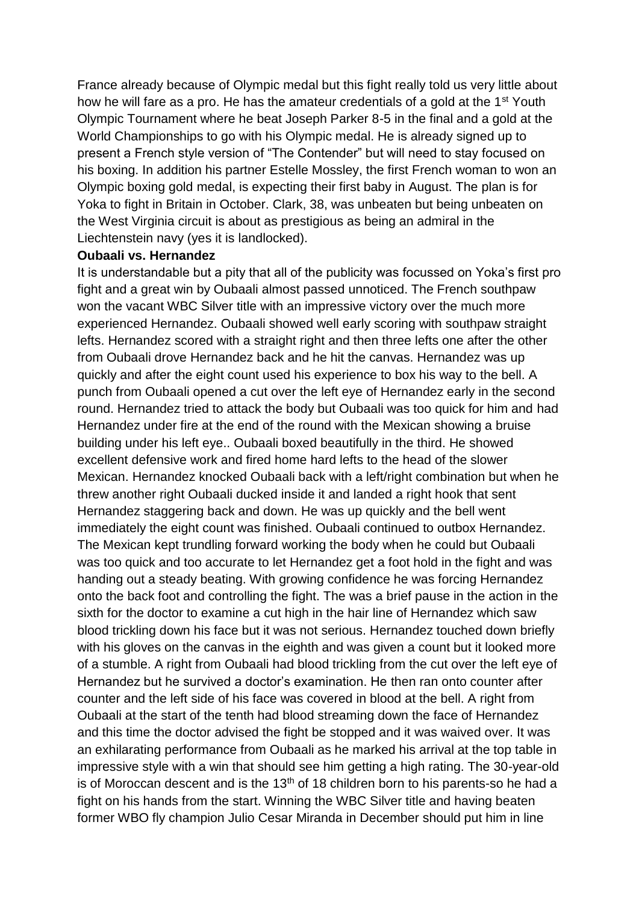France already because of Olympic medal but this fight really told us very little about how he will fare as a pro. He has the amateur credentials of a gold at the 1st Youth Olympic Tournament where he beat Joseph Parker 8-5 in the final and a gold at the World Championships to go with his Olympic medal. He is already signed up to present a French style version of "The Contender" but will need to stay focused on his boxing. In addition his partner Estelle Mossley, the first French woman to won an Olympic boxing gold medal, is expecting their first baby in August. The plan is for Yoka to fight in Britain in October. Clark, 38, was unbeaten but being unbeaten on the West Virginia circuit is about as prestigious as being an admiral in the Liechtenstein navy (yes it is landlocked).

**Oubaali vs. Hernandez**

It is understandable but a pity that all of the publicity was focussed on Yoka's first pro fight and a great win by Oubaali almost passed unnoticed. The French southpaw won the vacant WBC Silver title with an impressive victory over the much more experienced Hernandez. Oubaali showed well early scoring with southpaw straight lefts. Hernandez scored with a straight right and then three lefts one after the other from Oubaali drove Hernandez back and he hit the canvas. Hernandez was up quickly and after the eight count used his experience to box his way to the bell. A punch from Oubaali opened a cut over the left eye of Hernandez early in the second round. Hernandez tried to attack the body but Oubaali was too quick for him and had Hernandez under fire at the end of the round with the Mexican showing a bruise building under his left eye.. Oubaali boxed beautifully in the third. He showed excellent defensive work and fired home hard lefts to the head of the slower Mexican. Hernandez knocked Oubaali back with a left/right combination but when he threw another right Oubaali ducked inside it and landed a right hook that sent Hernandez staggering back and down. He was up quickly and the bell went immediately the eight count was finished. Oubaali continued to outbox Hernandez. The Mexican kept trundling forward working the body when he could but Oubaali was too quick and too accurate to let Hernandez get a foot hold in the fight and was handing out a steady beating. With growing confidence he was forcing Hernandez onto the back foot and controlling the fight. The was a brief pause in the action in the sixth for the doctor to examine a cut high in the hair line of Hernandez which saw blood trickling down his face but it was not serious. Hernandez touched down briefly with his gloves on the canvas in the eighth and was given a count but it looked more of a stumble. A right from Oubaali had blood trickling from the cut over the left eye of Hernandez but he survived a doctor's examination. He then ran onto counter after counter and the left side of his face was covered in blood at the bell. A right from Oubaali at the start of the tenth had blood streaming down the face of Hernandez and this time the doctor advised the fight be stopped and it was waived over. It was an exhilarating performance from Oubaali as he marked his arrival at the top table in impressive style with a win that should see him getting a high rating. The 30-year-old is of Moroccan descent and is the 13th of 18 children born to his parents-so he had a fight on his hands from the start. Winning the WBC Silver title and having beaten former WBO fly champion Julio Cesar Miranda in December should put him in line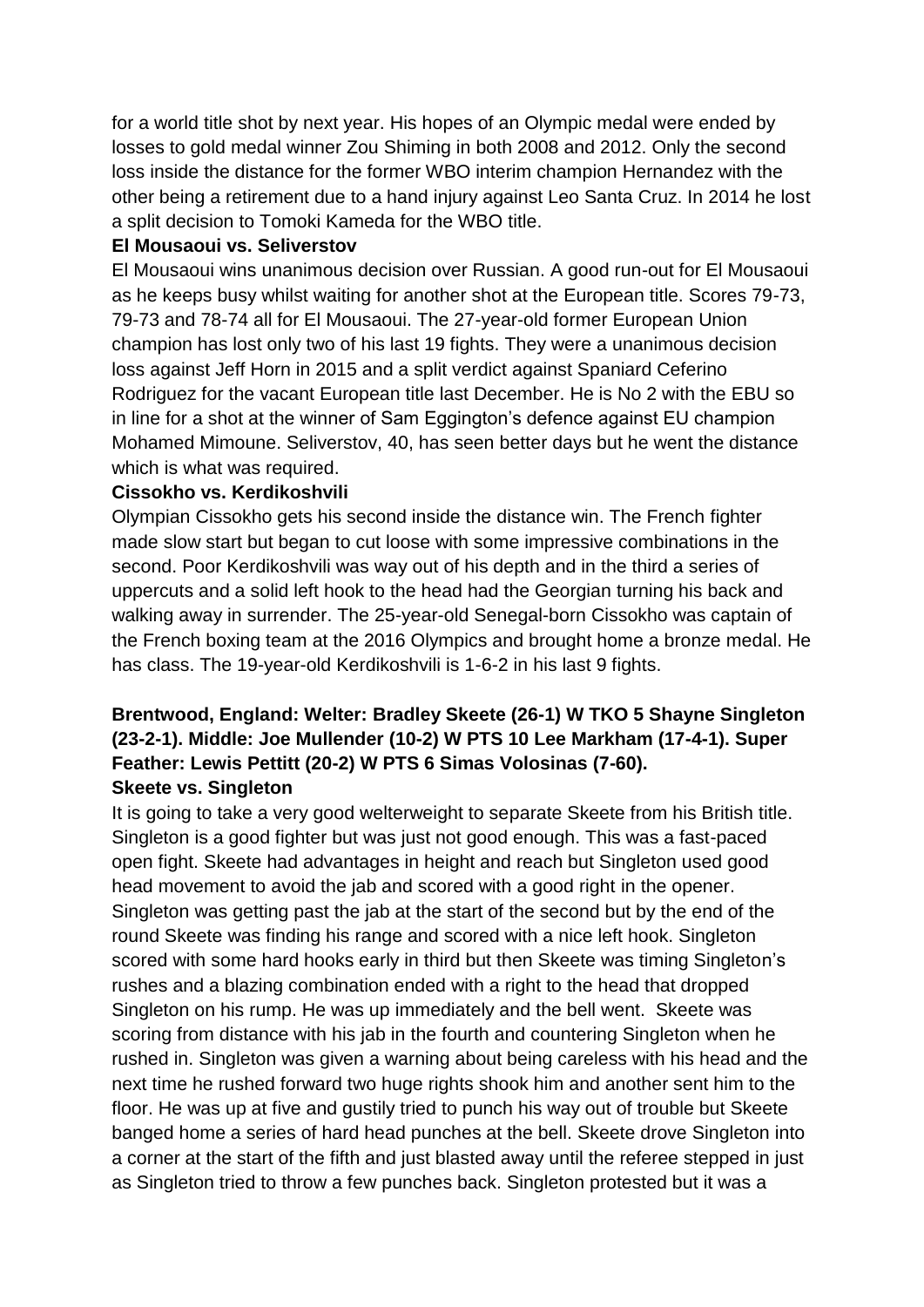for a world title shot by next year. His hopes of an Olympic medal were ended by losses to gold medal winner Zou Shiming in both 2008 and 2012. Only the second loss inside the distance for the former WBO interim champion Hernandez with the other being a retirement due to a hand injury against Leo Santa Cruz. In 2014 he lost a split decision to Tomoki Kameda for the WBO title.

**El Mousaoui vs. Seliverstov**

El Mousaoui wins unanimous decision over Russian. A good run-out for El Mousaoui as he keeps busy whilst waiting for another shot at the European title. Scores 79-73, 79-73 and 78-74 all for El Mousaoui. The 27-year-old former European Union champion has lost only two of his last 19 fights. They were a unanimous decision loss against Jeff Horn in 2015 and a split verdict against Spaniard Ceferino Rodriguez for the vacant European title last December. He is No 2 with the EBU so in line for a shot at the winner of Sam Eggington's defence against EU champion Mohamed Mimoune. Seliverstov, 40, has seen better days but he went the distance which is what was required.

**Cissokho vs. Kerdikoshvili**

Olympian Cissokho gets his second inside the distance win. The French fighter made slow start but began to cut loose with some impressive combinations in the second. Poor Kerdikoshvili was way out of his depth and in the third a series of uppercuts and a solid left hook to the head had the Georgian turning his back and walking away in surrender. The 25-year-old Senegal-born Cissokho was captain of the French boxing team at the 2016 Olympics and brought home a bronze medal. He has class. The 19-year-old Kerdikoshvili is 1-6-2 in his last 9 fights.

**Brentwood, England: Welter: Bradley Skeete (26-1) W TKO 5 Shayne Singleton (23-2-1). Middle: Joe Mullender (10-2) W PTS 10 Lee Markham (17-4-1). Super Feather: Lewis Pettitt (20-2) W PTS 6 Simas Volosinas (7-60).**

**Skeete vs. Singleton**

It is going to take a very good welterweight to separate Skeete from his British title. Singleton is a good fighter but was just not good enough. This was a fast-paced open fight. Skeete had advantages in height and reach but Singleton used good head movement to avoid the jab and scored with a good right in the opener. Singleton was getting past the jab at the start of the second but by the end of the round Skeete was finding his range and scored with a nice left hook. Singleton scored with some hard hooks early in third but then Skeete was timing Singleton's rushes and a blazing combination ended with a right to the head that dropped Singleton on his rump. He was up immediately and the bell went. Skeete was scoring from distance with his jab in the fourth and countering Singleton when he rushed in. Singleton was given a warning about being careless with his head and the next time he rushed forward two huge rights shook him and another sent him to the floor. He was up at five and gustily tried to punch his way out of trouble but Skeete banged home a series of hard head punches at the bell. Skeete drove Singleton into a corner at the start of the fifth and just blasted away until the referee stepped in just as Singleton tried to throw a few punches back. Singleton protested but it was a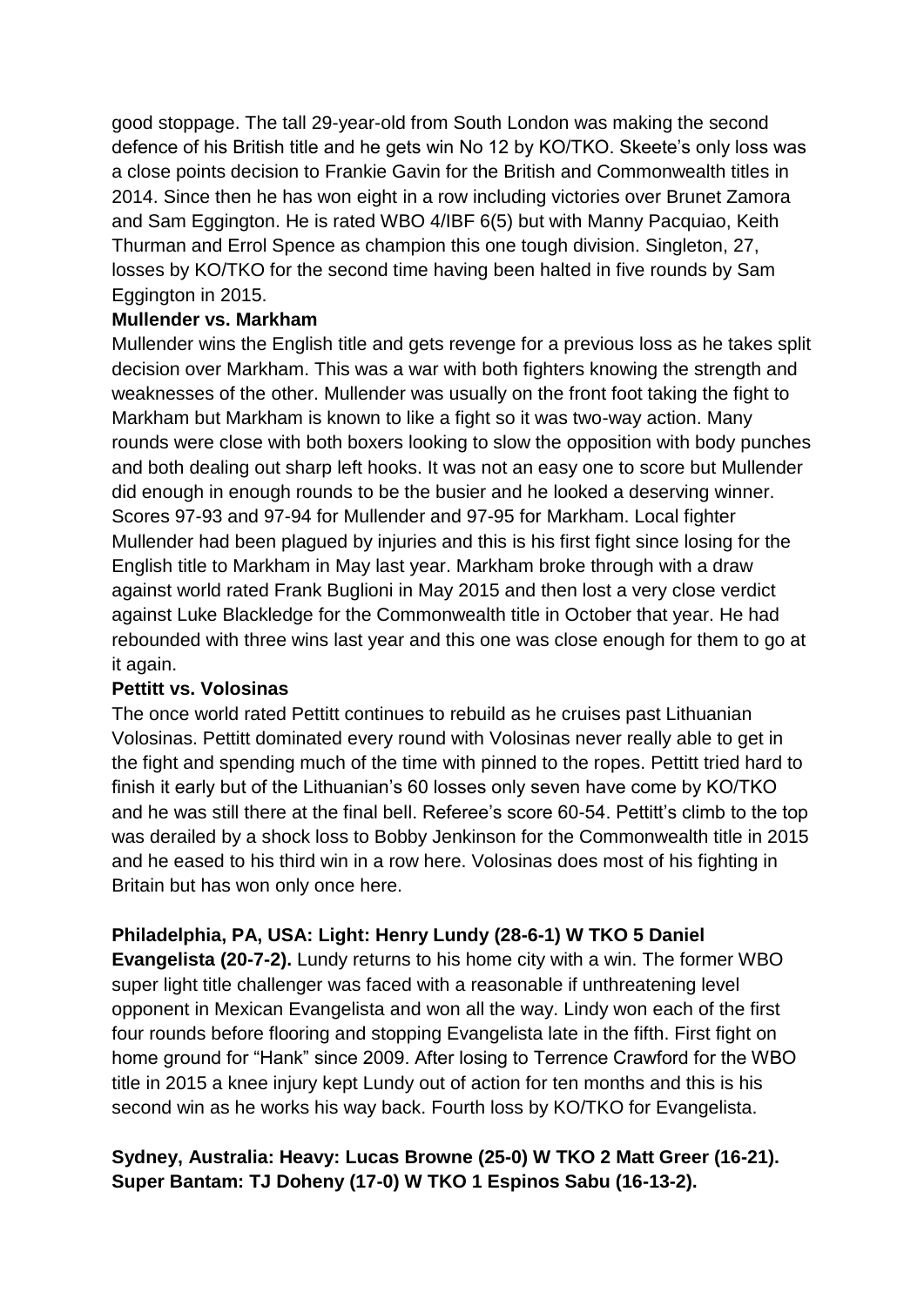good stoppage. The tall 29-year-old from South London was making the second defence of his British title and he gets win No 12 by KO/TKO. Skeete's only loss was a close points decision to Frankie Gavin for the British and Commonwealth titles in 2014. Since then he has won eight in a row including victories over Brunet Zamora and Sam Eggington. He is rated WBO 4/IBF 6(5) but with Manny Pacquiao, Keith Thurman and Errol Spence as champion this one tough division. Singleton, 27, losses by KO/TKO for the second time having been halted in five rounds by Sam Eggington in 2015.

**Mullender vs. Markham**

Mullender wins the English title and gets revenge for a previous loss as he takes split decision over Markham. This was a war with both fighters knowing the strength and weaknesses of the other. Mullender was usually on the front foot taking the fight to Markham but Markham is known to like a fight so it was two-way action. Many rounds were close with both boxers looking to slow the opposition with body punches and both dealing out sharp left hooks. It was not an easy one to score but Mullender did enough in enough rounds to be the busier and he looked a deserving winner. Scores 97-93 and 97-94 for Mullender and 97-95 for Markham. Local fighter Mullender had been plagued by injuries and this is his first fight since losing for the English title to Markham in May last year. Markham broke through with a draw against world rated Frank Buglioni in May 2015 and then lost a very close verdict against Luke Blackledge for the Commonwealth title in October that year. He had rebounded with three wins last year and this one was close enough for them to go at it again.

**Pettitt vs. Volosinas**

The once world rated Pettitt continues to rebuild as he cruises past Lithuanian Volosinas. Pettitt dominated every round with Volosinas never really able to get in the fight and spending much of the time with pinned to the ropes. Pettitt tried hard to finish it early but of the Lithuanian's 60 losses only seven have come by KO/TKO and he was still there at the final bell. Referee's score 60-54. Pettitt's climb to the top was derailed by a shock loss to Bobby Jenkinson for the Commonwealth title in 2015 and he eased to his third win in a row here. Volosinas does most of his fighting in Britain but has won only once here.

**Philadelphia, PA, USA: Light: Henry Lundy (28-6-1) W TKO 5 Daniel Evangelista (20-7-2).** Lundy returns to his home city with a win. The former WBO super light title challenger was faced with a reasonable if unthreatening level opponent in Mexican Evangelista and won all the way. Lindy won each of the first four rounds before flooring and stopping Evangelista late in the fifth. First fight on home ground for "Hank" since 2009. After losing to Terrence Crawford for the WBO title in 2015 a knee injury kept Lundy out of action for ten months and this is his second win as he works his way back. Fourth loss by KO/TKO for Evangelista.

**Sydney, Australia: Heavy: Lucas Browne (25-0) W TKO 2 Matt Greer (16-21). Super Bantam: TJ Doheny (17-0) W TKO 1 Espinos Sabu (16-13-2).**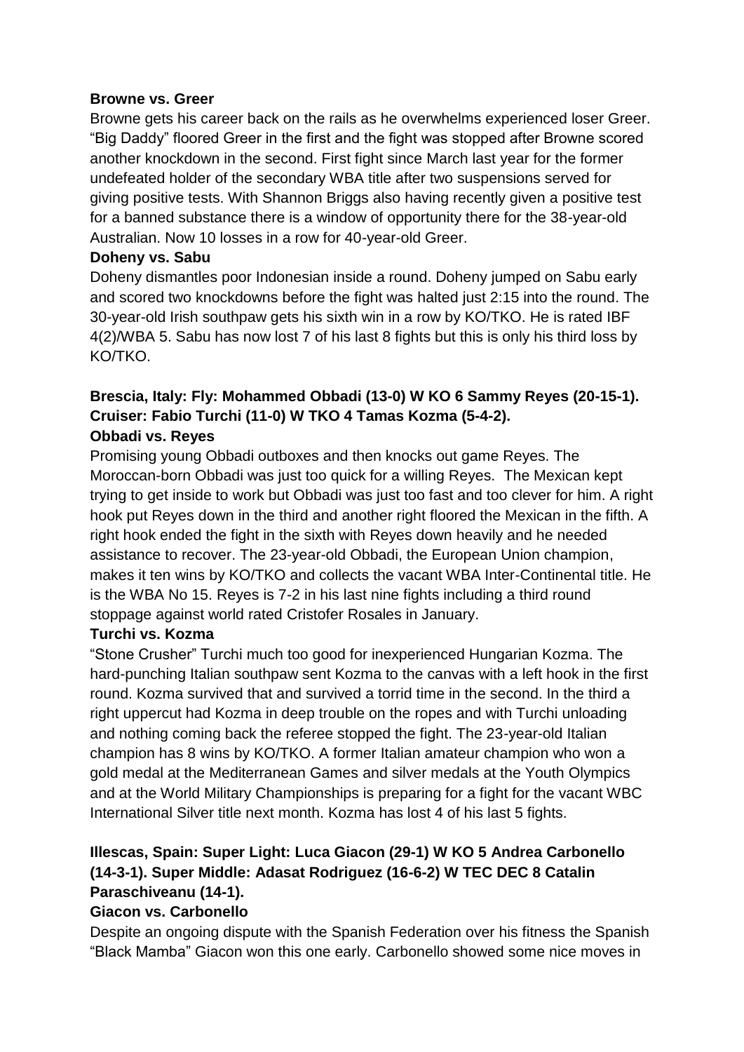**Browne vs. Greer**

Browne gets his career back on the rails as he overwhelms experienced loser Greer. "Big Daddy" floored Greer in the first and the fight was stopped after Browne scored another knockdown in the second. First fight since March last year for the former undefeated holder of the secondary WBA title after two suspensions served for giving positive tests. With Shannon Briggs also having recently given a positive test for a banned substance there is a window of opportunity there for the 38-year-old Australian. Now 10 losses in a row for 40-year-old Greer.

**Doheny vs. Sabu**

Doheny dismantles poor Indonesian inside a round. Doheny jumped on Sabu early and scored two knockdowns before the fight was halted just 2:15 into the round. The 30-year-old Irish southpaw gets his sixth win in a row by KO/TKO. He is rated IBF 4(2)/WBA 5. Sabu has now lost 7 of his last 8 fights but this is only his third loss by KO/TKO.

**Brescia, Italy: Fly: Mohammed Obbadi (13-0) W KO 6 Sammy Reyes (20-15-1). Cruiser: Fabio Turchi (11-0) W TKO 4 Tamas Kozma (5-4-2).**

**Obbadi vs. Reyes**

Promising young Obbadi outboxes and then knocks out game Reyes. The Moroccan-born Obbadi was just too quick for a willing Reyes. The Mexican kept trying to get inside to work but Obbadi was just too fast and too clever for him. A right hook put Reyes down in the third and another right floored the Mexican in the fifth. A right hook ended the fight in the sixth with Reyes down heavily and he needed assistance to recover. The 23-year-old Obbadi, the European Union champion, makes it ten wins by KO/TKO and collects the vacant WBA Inter-Continental title. He is the WBA No 15. Reyes is 7-2 in his last nine fights including a third round stoppage against world rated Cristofer Rosales in January.

**Turchi vs. Kozma**

"Stone Crusher" Turchi much too good for inexperienced Hungarian Kozma. The hard-punching Italian southpaw sent Kozma to the canvas with a left hook in the first round. Kozma survived that and survived a torrid time in the second. In the third a right uppercut had Kozma in deep trouble on the ropes and with Turchi unloading and nothing coming back the referee stopped the fight. The 23-year-old Italian champion has 8 wins by KO/TKO. A former Italian amateur champion who won a gold medal at the Mediterranean Games and silver medals at the Youth Olympics and at the World Military Championships is preparing for a fight for the vacant WBC International Silver title next month. Kozma has lost 4 of his last 5 fights.

**Illescas, Spain: Super Light: Luca Giacon (29-1) W KO 5 Andrea Carbonello (14-3-1). Super Middle: Adasat Rodriguez (16-6-2) W TEC DEC 8 Catalin Paraschiveanu (14-1).**

**Giacon vs. Carbonello**

Despite an ongoing dispute with the Spanish Federation over his fitness the Spanish "Black Mamba" Giacon won this one early. Carbonello showed some nice moves in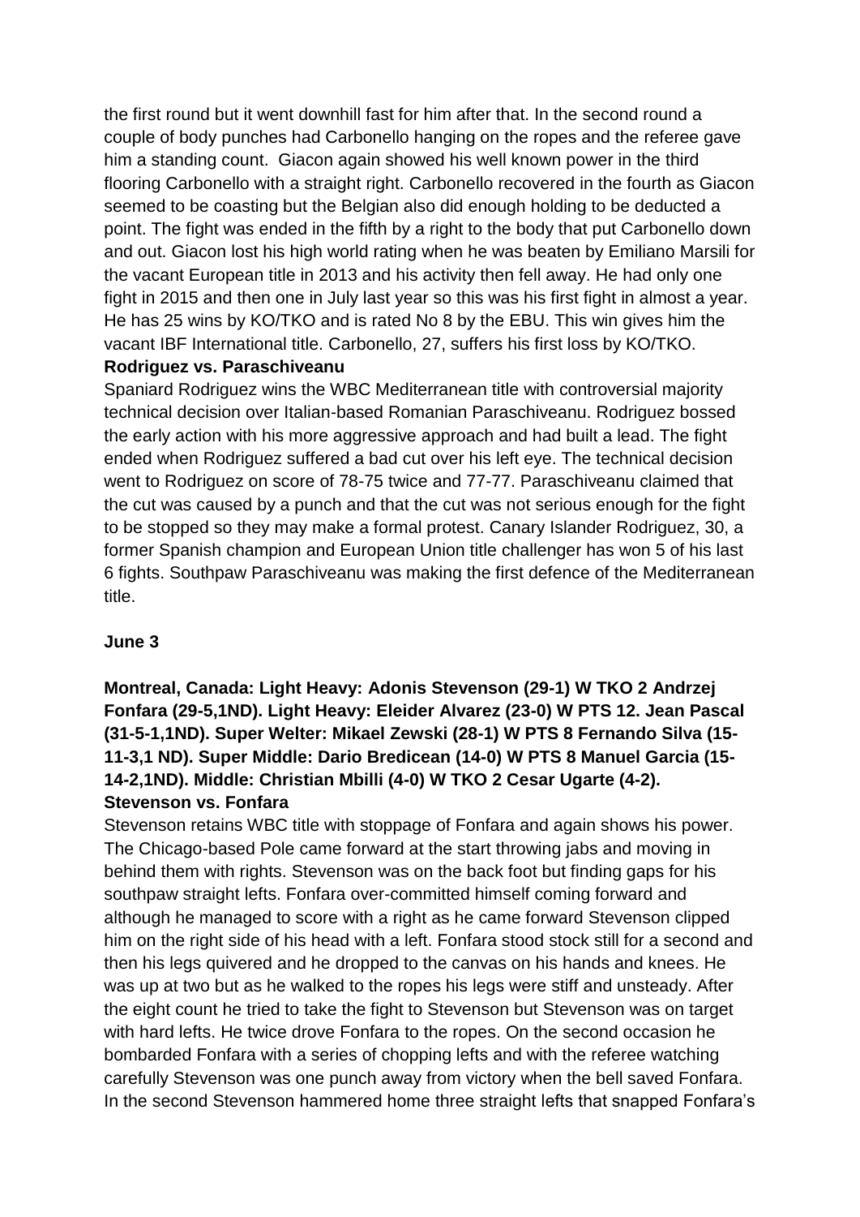the first round but it went downhill fast for him after that. In the second round a couple of body punches had Carbonello hanging on the ropes and the referee gave him a standing count. Giacon again showed his well known power in the third flooring Carbonello with a straight right. Carbonello recovered in the fourth as Giacon seemed to be coasting but the Belgian also did enough holding to be deducted a point. The fight was ended in the fifth by a right to the body that put Carbonello down and out. Giacon lost his high world rating when he was beaten by Emiliano Marsili for the vacant European title in 2013 and his activity then fell away. He had only one fight in 2015 and then one in July last year so this was his first fight in almost a year. He has 25 wins by KO/TKO and is rated No 8 by the EBU. This win gives him the vacant IBF International title. Carbonello, 27, suffers his first loss by KO/TKO.

**Rodriguez vs. Paraschiveanu**

Spaniard Rodriguez wins the WBC Mediterranean title with controversial majority technical decision over Italian-based Romanian Paraschiveanu. Rodriguez bossed the early action with his more aggressive approach and had built a lead. The fight ended when Rodriguez suffered a bad cut over his left eye. The technical decision went to Rodriguez on score of 78-75 twice and 77-77. Paraschiveanu claimed that the cut was caused by a punch and that the cut was not serious enough for the fight to be stopped so they may make a formal protest. Canary Islander Rodriguez, 30, a former Spanish champion and European Union title challenger has won 5 of his last 6 fights. Southpaw Paraschiveanu was making the first defence of the Mediterranean title.

**June 3**

**Montreal, Canada: Light Heavy: Adonis Stevenson (29-1) W TKO 2 Andrzej Fonfara (29-5,1ND). Light Heavy: Eleider Alvarez (23-0) W PTS 12. Jean Pascal (31-5-1,1ND). Super Welter: Mikael Zewski (28-1) W PTS 8 Fernando Silva (15-11-3,1 ND). Super Middle: Dario Bredicean (14-0) W PTS 8 Manuel Garcia (15-14-2,1ND). Middle: Christian Mbilli (4-0) W TKO 2 Cesar Ugarte (4-2).**

**Stevenson vs. Fonfara**

Stevenson retains WBC title with stoppage of Fonfara and again shows his power. The Chicago-based Pole came forward at the start throwing jabs and moving in behind them with rights. Stevenson was on the back foot but finding gaps for his southpaw straight lefts. Fonfara over-committed himself coming forward and although he managed to score with a right as he came forward Stevenson clipped him on the right side of his head with a left. Fonfara stood stock still for a second and then his legs quivered and he dropped to the canvas on his hands and knees. He was up at two but as he walked to the ropes his legs were stiff and unsteady. After the eight count he tried to take the fight to Stevenson but Stevenson was on target with hard lefts. He twice drove Fonfara to the ropes. On the second occasion he bombarded Fonfara with a series of chopping lefts and with the referee watching carefully Stevenson was one punch away from victory when the bell saved Fonfara. In the second Stevenson hammered home three straight lefts that snapped Fonfara's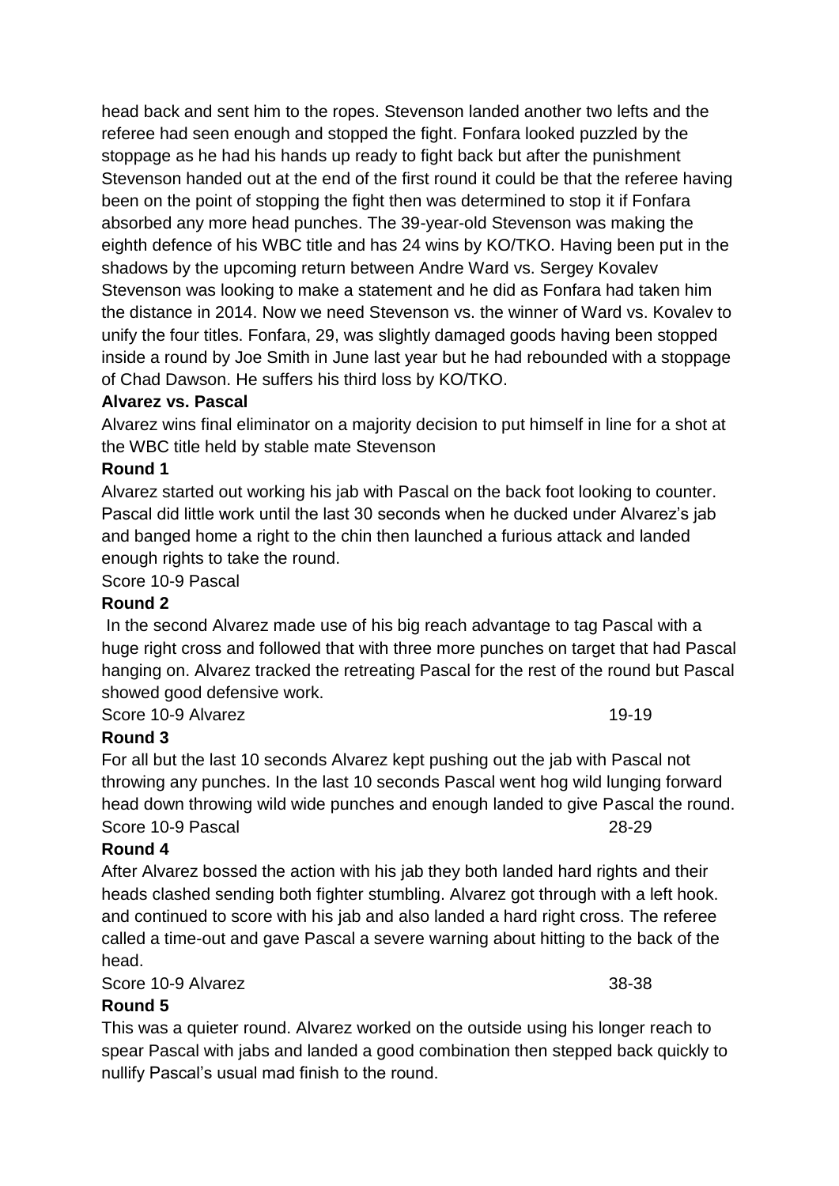head back and sent him to the ropes. Stevenson landed another two lefts and the referee had seen enough and stopped the fight. Fonfara looked puzzled by the stoppage as he had his hands up ready to fight back but after the punishment Stevenson handed out at the end of the first round it could be that the referee having been on the point of stopping the fight then was determined to stop it if Fonfara absorbed any more head punches. The 39-year-old Stevenson was making the eighth defence of his WBC title and has 24 wins by KO/TKO. Having been put in the shadows by the upcoming return between Andre Ward vs. Sergey Kovalev Stevenson was looking to make a statement and he did as Fonfara had taken him the distance in 2014. Now we need Stevenson vs. the winner of Ward vs. Kovalev to unify the four titles. Fonfara, 29, was slightly damaged goods having been stopped inside a round by Joe Smith in June last year but he had rebounded with a stoppage of Chad Dawson. He suffers his third loss by KO/TKO.

**Alvarez vs. Pascal**

Alvarez wins final eliminator on a majority decision to put himself in line for a shot at the WBC title held by stable mate Stevenson

**Round 1**

Alvarez started out working his jab with Pascal on the back foot looking to counter. Pascal did little work until the last 30 seconds when he ducked under Alvarez's jab and banged home a right to the chin then launched a furious attack and landed enough rights to take the round.

Score 10-9 Pascal

**Round 2**

In the second Alvarez made use of his big reach advantage to tag Pascal with a huge right cross and followed that with three more punches on target that had Pascal hanging on. Alvarez tracked the retreating Pascal for the rest of the round but Pascal showed good defensive work.

Score 10-9 Alvarez 19-19

**Round 3**

For all but the last 10 seconds Alvarez kept pushing out the jab with Pascal not throwing any punches. In the last 10 seconds Pascal went hog wild lunging forward head down throwing wild wide punches and enough landed to give Pascal the round.

Score 10-9 Pascal 28-29

**Round 4**

After Alvarez bossed the action with his jab they both landed hard rights and their heads clashed sending both fighter stumbling. Alvarez got through with a left hook. and continued to score with his jab and also landed a hard right cross. The referee called a time-out and gave Pascal a severe warning about hitting to the back of the head.

Score 10-9 Alvarez 38-38

**Round 5**

This was a quieter round. Alvarez worked on the outside using his longer reach to spear Pascal with jabs and landed a good combination then stepped back quickly to nullify Pascal's usual mad finish to the round.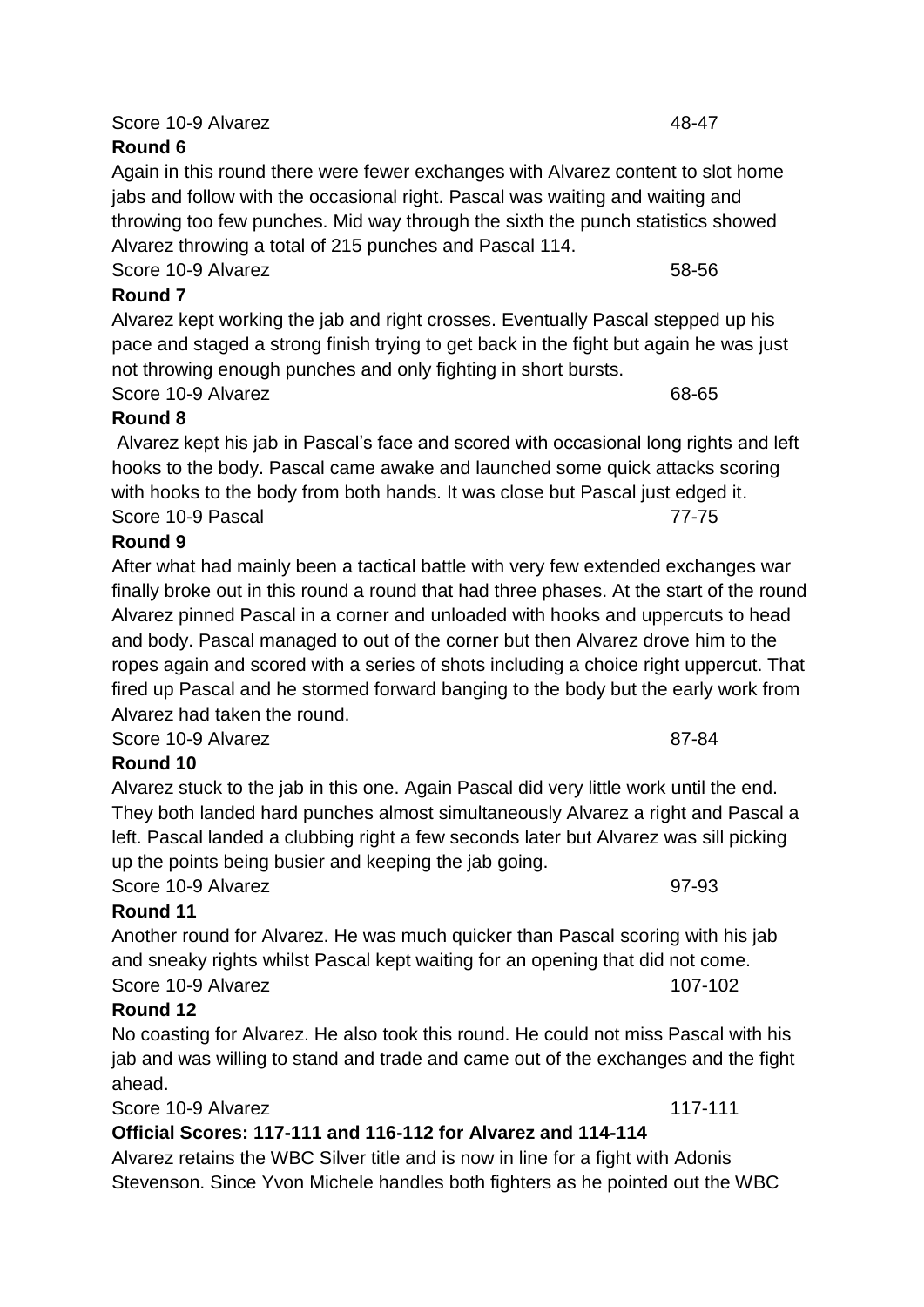Score 10-9 Alvarez 48-47

**Round 6**

Again in this round there were fewer exchanges with Alvarez content to slot home jabs and follow with the occasional right. Pascal was waiting and waiting and throwing too few punches. Mid way through the sixth the punch statistics showed Alvarez throwing a total of 215 punches and Pascal 114.

Score 10-9 Alvarez 58-56

**Round 7**

Alvarez kept working the jab and right crosses. Eventually Pascal stepped up his pace and staged a strong finish trying to get back in the fight but again he was just not throwing enough punches and only fighting in short bursts.

Score 10-9 Alvarez 68-65

**Round 8**

Alvarez kept his jab in Pascal's face and scored with occasional long rights and left hooks to the body. Pascal came awake and launched some quick attacks scoring with hooks to the body from both hands. It was close but Pascal just edged it.

Score 10-9 Pascal 77-75

**Round 9**

After what had mainly been a tactical battle with very few extended exchanges war finally broke out in this round a round that had three phases. At the start of the round Alvarez pinned Pascal in a corner and unloaded with hooks and uppercuts to head and body. Pascal managed to out of the corner but then Alvarez drove him to the ropes again and scored with a series of shots including a choice right uppercut. That fired up Pascal and he stormed forward banging to the body but the early work from Alvarez had taken the round.

Score 10-9 Alvarez 87-84

**Round 10**

Alvarez stuck to the jab in this one. Again Pascal did very little work until the end. They both landed hard punches almost simultaneously Alvarez a right and Pascal a left. Pascal landed a clubbing right a few seconds later but Alvarez was sill picking up the points being busier and keeping the jab going.

Score 10-9 Alvarez 97-93

**Round 11**

Another round for Alvarez. He was much quicker than Pascal scoring with his jab and sneaky rights whilst Pascal kept waiting for an opening that did not come.

Score 10-9 Alvarez 107-102

**Round 12**

No coasting for Alvarez. He also took this round. He could not miss Pascal with his jab and was willing to stand and trade and came out of the exchanges and the fight ahead.

Score 10-9 Alvarez 117-111

**Official Scores: 117-111 and 116-112 for Alvarez and 114-114**

Alvarez retains the WBC Silver title and is now in line for a fight with Adonis Stevenson. Since Yvon Michele handles both fighters as he pointed out the WBC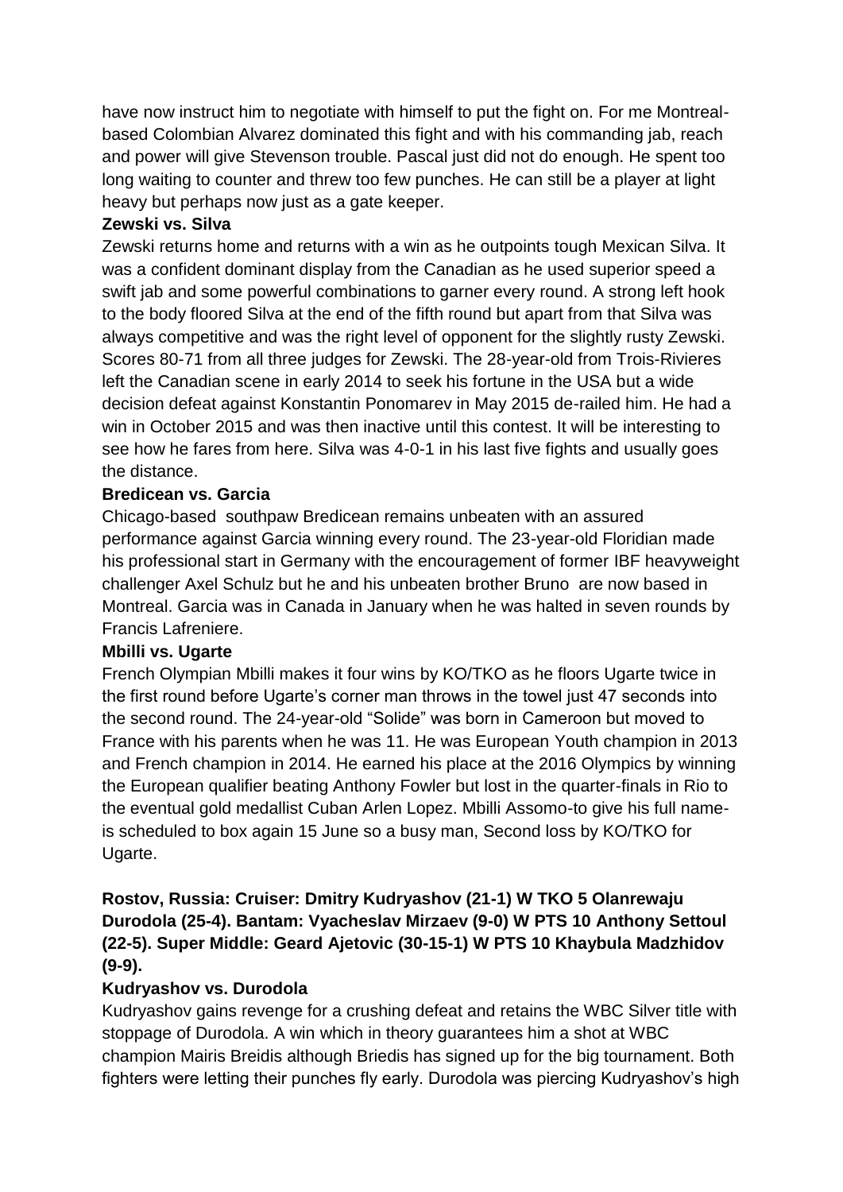have now instruct him to negotiate with himself to put the fight on. For me Montreal-based Colombian Alvarez dominated this fight and with his commanding jab, reach and power will give Stevenson trouble. Pascal just did not do enough. He spent too long waiting to counter and threw too few punches. He can still be a player at light heavy but perhaps now just as a gate keeper.

**Zewski vs. Silva**

Zewski returns home and returns with a win as he outpoints tough Mexican Silva. It was a confident dominant display from the Canadian as he used superior speed a swift jab and some powerful combinations to garner every round. A strong left hook to the body floored Silva at the end of the fifth round but apart from that Silva was always competitive and was the right level of opponent for the slightly rusty Zewski. Scores 80-71 from all three judges for Zewski. The 28-year-old from Trois-Rivieres left the Canadian scene in early 2014 to seek his fortune in the USA but a wide decision defeat against Konstantin Ponomarev in May 2015 de-railed him. He had a win in October 2015 and was then inactive until this contest. It will be interesting to see how he fares from here. Silva was 4-0-1 in his last five fights and usually goes the distance.

**Bredicean vs. Garcia**

Chicago-based southpaw Bredicean remains unbeaten with an assured performance against Garcia winning every round. The 23-year-old Floridian made his professional start in Germany with the encouragement of former IBF heavyweight challenger Axel Schulz but he and his unbeaten brother Bruno are now based in Montreal. Garcia was in Canada in January when he was halted in seven rounds by Francis Lafreniere.

**Mbilli vs. Ugarte**

French Olympian Mbilli makes it four wins by KO/TKO as he floors Ugarte twice in the first round before Ugarte's corner man throws in the towel just 47 seconds into the second round. The 24-year-old "Solide" was born in Cameroon but moved to France with his parents when he was 11. He was European Youth champion in 2013 and French champion in 2014. He earned his place at the 2016 Olympics by winning the European qualifier beating Anthony Fowler but lost in the quarter-finals in Rio to the eventual gold medallist Cuban Arlen Lopez. Mbilli Assomo-to give his full name-is scheduled to box again 15 June so a busy man, Second loss by KO/TKO for Ugarte.

**Rostov, Russia: Cruiser: Dmitry Kudryashov (21-1) W TKO 5 Olanrewaju Durodola (25-4). Bantam: Vyacheslav Mirzaev (9-0) W PTS 10 Anthony Settoul (22-5). Super Middle: Geard Ajetovic (30-15-1) W PTS 10 Khaybula Madzhidov (9-9).**

**Kudryashov vs. Durodola**

Kudryashov gains revenge for a crushing defeat and retains the WBC Silver title with stoppage of Durodola. A win which in theory guarantees him a shot at WBC champion Mairis Breidis although Briedis has signed up for the big tournament. Both fighters were letting their punches fly early. Durodola was piercing Kudryashov's high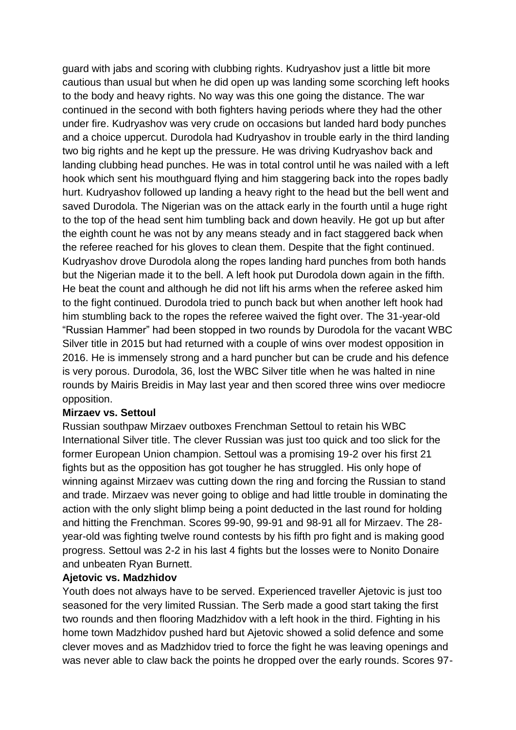guard with jabs and scoring with clubbing rights. Kudryashov just a little bit more cautious than usual but when he did open up was landing some scorching left hooks to the body and heavy rights. No way was this one going the distance. The war continued in the second with both fighters having periods where they had the other under fire. Kudryashov was very crude on occasions but landed hard body punches and a choice uppercut. Durodola had Kudryashov in trouble early in the third landing two big rights and he kept up the pressure. He was driving Kudryashov back and landing clubbing head punches. He was in total control until he was nailed with a left hook which sent his mouthguard flying and him staggering back into the ropes badly hurt. Kudryashov followed up landing a heavy right to the head but the bell went and saved Durodola. The Nigerian was on the attack early in the fourth until a huge right to the top of the head sent him tumbling back and down heavily. He got up but after the eighth count he was not by any means steady and in fact staggered back when the referee reached for his gloves to clean them. Despite that the fight continued. Kudryashov drove Durodola along the ropes landing hard punches from both hands but the Nigerian made it to the bell. A left hook put Durodola down again in the fifth. He beat the count and although he did not lift his arms when the referee asked him to the fight continued. Durodola tried to punch back but when another left hook had him stumbling back to the ropes the referee waived the fight over. The 31-year-old "Russian Hammer" had been stopped in two rounds by Durodola for the vacant WBC Silver title in 2015 but had returned with a couple of wins over modest opposition in 2016. He is immensely strong and a hard puncher but can be crude and his defence is very porous. Durodola, 36, lost the WBC Silver title when he was halted in nine rounds by Mairis Breidis in May last year and then scored three wins over mediocre opposition.

**Mirzaev vs. Settoul**

Russian southpaw Mirzaev outboxes Frenchman Settoul to retain his WBC International Silver title. The clever Russian was just too quick and too slick for the former European Union champion. Settoul was a promising 19-2 over his first 21 fights but as the opposition has got tougher he has struggled. His only hope of winning against Mirzaev was cutting down the ring and forcing the Russian to stand and trade. Mirzaev was never going to oblige and had little trouble in dominating the action with the only slight blimp being a point deducted in the last round for holding and hitting the Frenchman. Scores 99-90, 99-91 and 98-91 all for Mirzaev. The 28-year-old was fighting twelve round contests by his fifth pro fight and is making good progress. Settoul was 2-2 in his last 4 fights but the losses were to Nonito Donaire and unbeaten Ryan Burnett.

**Ajetovic vs. Madzhidov**

Youth does not always have to be served. Experienced traveller Ajetovic is just too seasoned for the very limited Russian. The Serb made a good start taking the first two rounds and then flooring Madzhidov with a left hook in the third. Fighting in his home town Madzhidov pushed hard but Ajetovic showed a solid defence and some clever moves and as Madzhidov tried to force the fight he was leaving openings and was never able to claw back the points he dropped over the early rounds. Scores 97-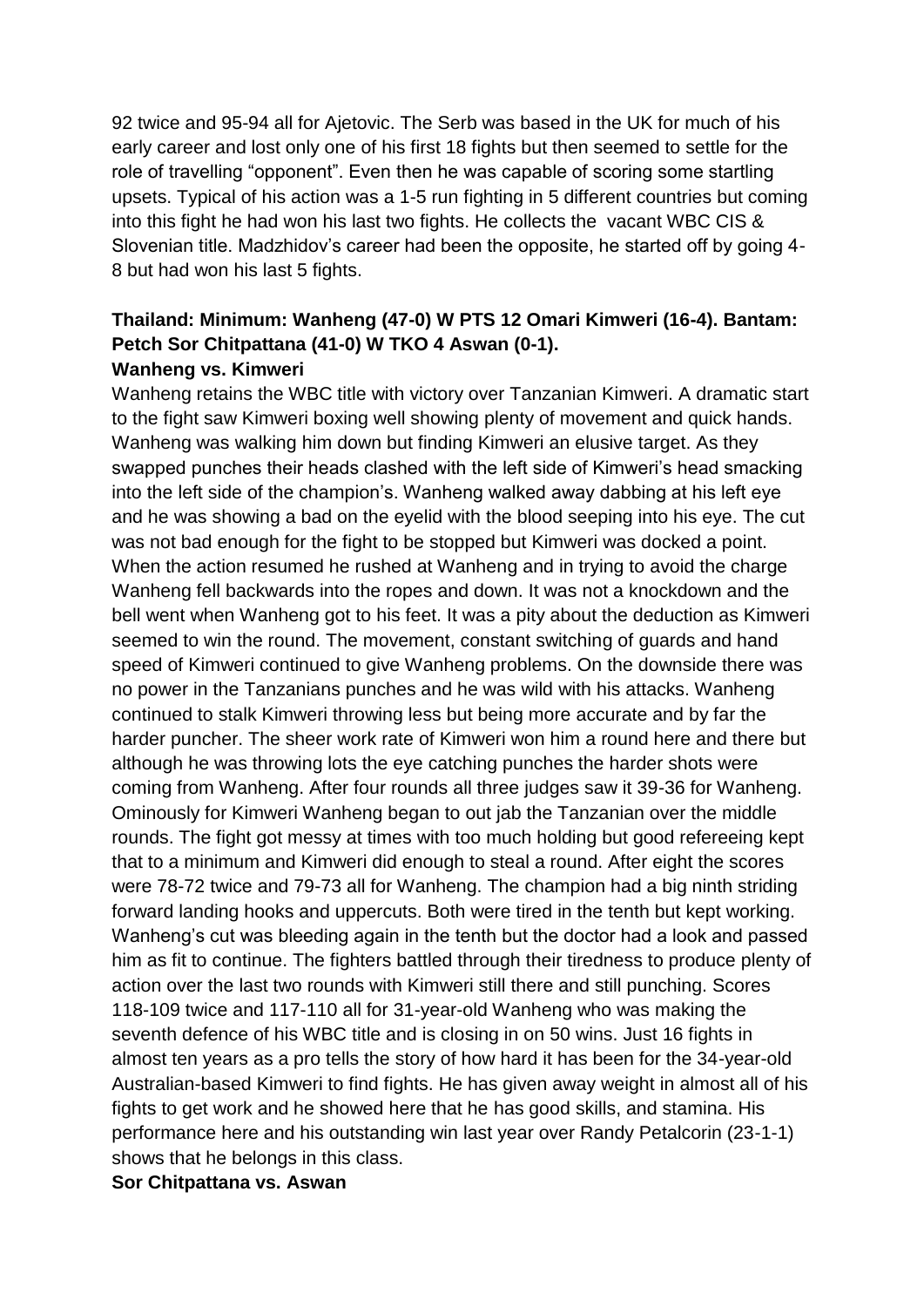92 twice and 95-94 all for Ajetovic. The Serb was based in the UK for much of his early career and lost only one of his first 18 fights but then seemed to settle for the role of travelling "opponent". Even then he was capable of scoring some startling upsets. Typical of his action was a 1-5 run fighting in 5 different countries but coming into this fight he had won his last two fights. He collects the vacant WBC CIS & Slovenian title. Madzhidov's career had been the opposite, he started off by going 4-8 but had won his last 5 fights.

**Thailand: Minimum: Wanheng (47-0) W PTS 12 Omari Kimweri (16-4). Bantam: Petch Sor Chitpattana (41-0) W TKO 4 Aswan (0-1).**

**Wanheng vs. Kimweri**

Wanheng retains the WBC title with victory over Tanzanian Kimweri. A dramatic start to the fight saw Kimweri boxing well showing plenty of movement and quick hands. Wanheng was walking him down but finding Kimweri an elusive target. As they swapped punches their heads clashed with the left side of Kimweri's head smacking into the left side of the champion's. Wanheng walked away dabbing at his left eye and he was showing a bad on the eyelid with the blood seeping into his eye. The cut was not bad enough for the fight to be stopped but Kimweri was docked a point. When the action resumed he rushed at Wanheng and in trying to avoid the charge Wanheng fell backwards into the ropes and down. It was not a knockdown and the bell went when Wanheng got to his feet. It was a pity about the deduction as Kimweri seemed to win the round. The movement, constant switching of guards and hand speed of Kimweri continued to give Wanheng problems. On the downside there was no power in the Tanzanians punches and he was wild with his attacks. Wanheng continued to stalk Kimweri throwing less but being more accurate and by far the harder puncher. The sheer work rate of Kimweri won him a round here and there but although he was throwing lots the eye catching punches the harder shots were coming from Wanheng. After four rounds all three judges saw it 39-36 for Wanheng. Ominously for Kimweri Wanheng began to out jab the Tanzanian over the middle rounds. The fight got messy at times with too much holding but good refereeing kept that to a minimum and Kimweri did enough to steal a round. After eight the scores were 78-72 twice and 79-73 all for Wanheng. The champion had a big ninth striding forward landing hooks and uppercuts. Both were tired in the tenth but kept working. Wanheng's cut was bleeding again in the tenth but the doctor had a look and passed him as fit to continue. The fighters battled through their tiredness to produce plenty of action over the last two rounds with Kimweri still there and still punching. Scores 118-109 twice and 117-110 all for 31-year-old Wanheng who was making the seventh defence of his WBC title and is closing in on 50 wins. Just 16 fights in almost ten years as a pro tells the story of how hard it has been for the 34-year-old Australian-based Kimweri to find fights. He has given away weight in almost all of his fights to get work and he showed here that he has good skills, and stamina. His performance here and his outstanding win last year over Randy Petalcorin (23-1-1) shows that he belongs in this class.

**Sor Chitpattana vs. Aswan**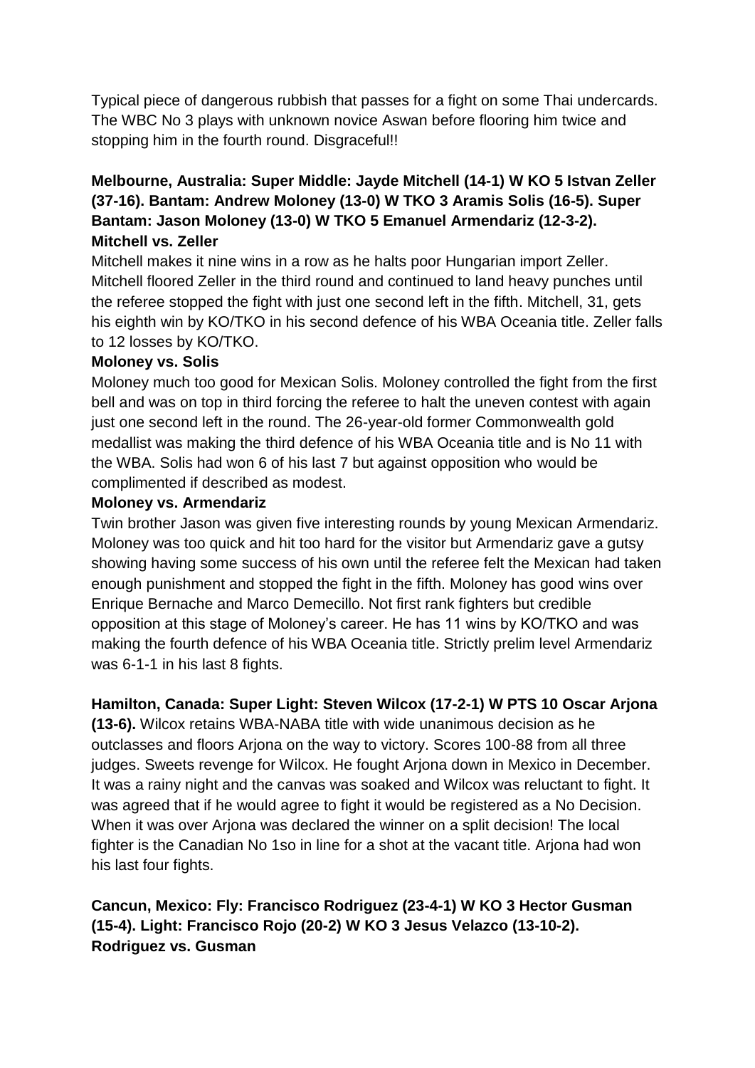Typical piece of dangerous rubbish that passes for a fight on some Thai undercards. The WBC No 3 plays with unknown novice Aswan before flooring him twice and stopping him in the fourth round. Disgraceful!!

**Melbourne, Australia: Super Middle: Jayde Mitchell (14-1) W KO 5 Istvan Zeller (37-16). Bantam: Andrew Moloney (13-0) W TKO 3 Aramis Solis (16-5). Super Bantam: Jason Moloney (13-0) W TKO 5 Emanuel Armendariz (12-3-2).**

**Mitchell vs. Zeller**

Mitchell makes it nine wins in a row as he halts poor Hungarian import Zeller. Mitchell floored Zeller in the third round and continued to land heavy punches until the referee stopped the fight with just one second left in the fifth. Mitchell, 31, gets his eighth win by KO/TKO in his second defence of his WBA Oceania title. Zeller falls to 12 losses by KO/TKO.

**Moloney vs. Solis**

Moloney much too good for Mexican Solis. Moloney controlled the fight from the first bell and was on top in third forcing the referee to halt the uneven contest with again just one second left in the round. The 26-year-old former Commonwealth gold medallist was making the third defence of his WBA Oceania title and is No 11 with the WBA. Solis had won 6 of his last 7 but against opposition who would be complimented if described as modest.

**Moloney vs. Armendariz**

Twin brother Jason was given five interesting rounds by young Mexican Armendariz. Moloney was too quick and hit too hard for the visitor but Armendariz gave a gutsy showing having some success of his own until the referee felt the Mexican had taken enough punishment and stopped the fight in the fifth. Moloney has good wins over Enrique Bernache and Marco Demecillo. Not first rank fighters but credible opposition at this stage of Moloney's career. He has 11 wins by KO/TKO and was making the fourth defence of his WBA Oceania title. Strictly prelim level Armendariz was 6-1-1 in his last 8 fights.

**Hamilton, Canada: Super Light: Steven Wilcox (17-2-1) W PTS 10 Oscar Arjona (13-6).** Wilcox retains WBA-NABA title with wide unanimous decision as he outclasses and floors Arjona on the way to victory. Scores 100-88 from all three judges. Sweets revenge for Wilcox. He fought Arjona down in Mexico in December. It was a rainy night and the canvas was soaked and Wilcox was reluctant to fight. It was agreed that if he would agree to fight it would be registered as a No Decision. When it was over Arjona was declared the winner on a split decision! The local fighter is the Canadian No 1so in line for a shot at the vacant title. Arjona had won his last four fights.

**Cancun, Mexico: Fly: Francisco Rodriguez (23-4-1) W KO 3 Hector Gusman (15-4). Light: Francisco Rojo (20-2) W KO 3 Jesus Velazco (13-10-2).**

**Rodriguez vs. Gusman**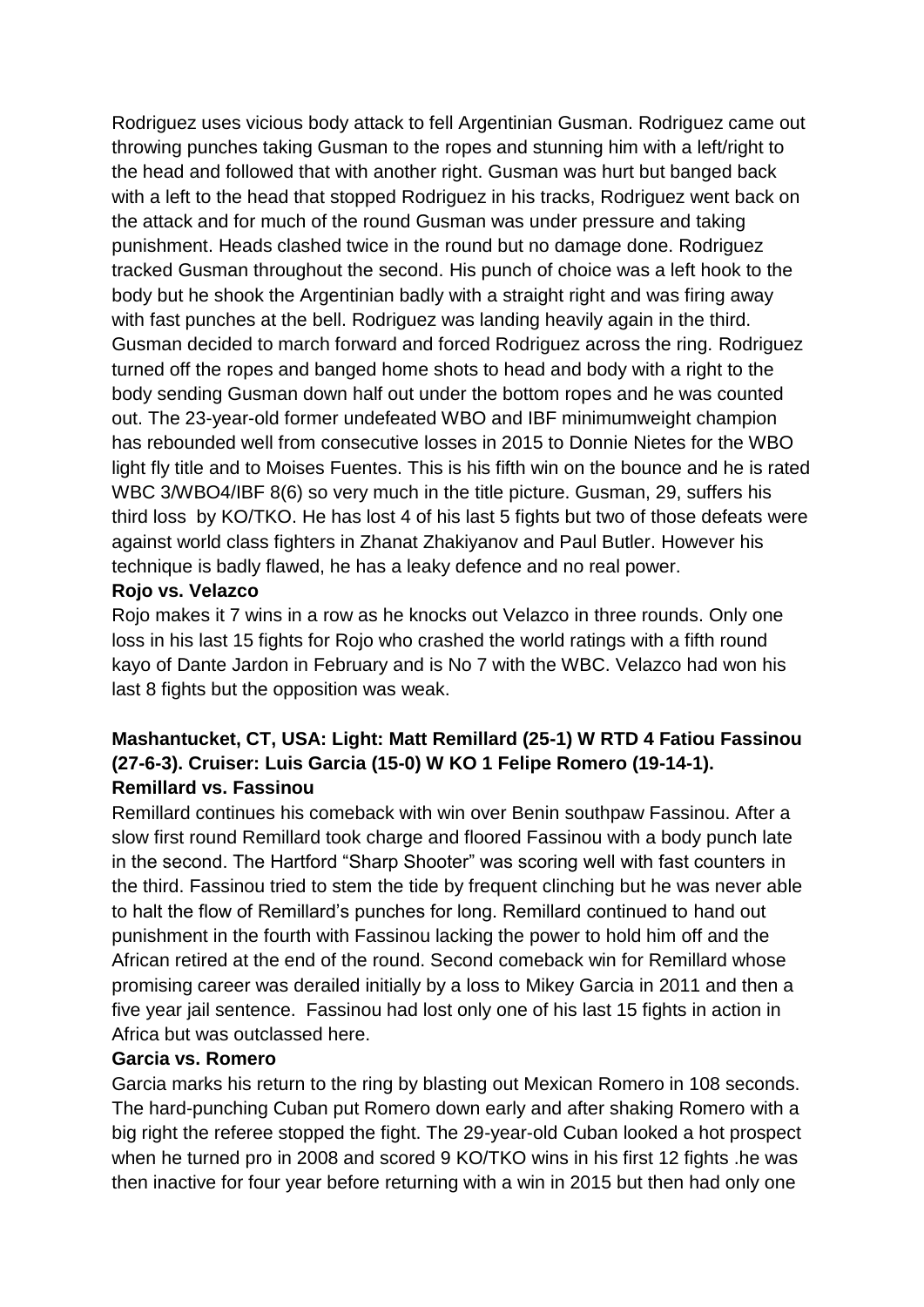Rodriguez uses vicious body attack to fell Argentinian Gusman. Rodriguez came out throwing punches taking Gusman to the ropes and stunning him with a left/right to the head and followed that with another right. Gusman was hurt but banged back with a left to the head that stopped Rodriguez in his tracks, Rodriguez went back on the attack and for much of the round Gusman was under pressure and taking punishment. Heads clashed twice in the round but no damage done. Rodriguez tracked Gusman throughout the second. His punch of choice was a left hook to the body but he shook the Argentinian badly with a straight right and was firing away with fast punches at the bell. Rodriguez was landing heavily again in the third. Gusman decided to march forward and forced Rodriguez across the ring. Rodriguez turned off the ropes and banged home shots to head and body with a right to the body sending Gusman down half out under the bottom ropes and he was counted out. The 23-year-old former undefeated WBO and IBF minimumweight champion has rebounded well from consecutive losses in 2015 to Donnie Nietes for the WBO light fly title and to Moises Fuentes. This is his fifth win on the bounce and he is rated WBC 3/WBO4/IBF 8(6) so very much in the title picture. Gusman, 29, suffers his third loss by KO/TKO. He has lost 4 of his last 5 fights but two of those defeats were against world class fighters in Zhanat Zhakiyanov and Paul Butler. However his technique is badly flawed, he has a leaky defence and no real power.

**Rojo vs. Velazco**

Rojo makes it 7 wins in a row as he knocks out Velazco in three rounds. Only one loss in his last 15 fights for Rojo who crashed the world ratings with a fifth round kayo of Dante Jardon in February and is No 7 with the WBC. Velazco had won his last 8 fights but the opposition was weak.

**Mashantucket, CT, USA: Light: Matt Remillard (25-1) W RTD 4 Fatiou Fassinou (27-6-3). Cruiser: Luis Garcia (15-0) W KO 1 Felipe Romero (19-14-1).**

**Remillard vs. Fassinou**

Remillard continues his comeback with win over Benin southpaw Fassinou. After a slow first round Remillard took charge and floored Fassinou with a body punch late in the second. The Hartford "Sharp Shooter" was scoring well with fast counters in the third. Fassinou tried to stem the tide by frequent clinching but he was never able to halt the flow of Remillard's punches for long. Remillard continued to hand out punishment in the fourth with Fassinou lacking the power to hold him off and the African retired at the end of the round. Second comeback win for Remillard whose promising career was derailed initially by a loss to Mikey Garcia in 2011 and then a five year jail sentence. Fassinou had lost only one of his last 15 fights in action in Africa but was outclassed here.

**Garcia vs. Romero**

Garcia marks his return to the ring by blasting out Mexican Romero in 108 seconds. The hard-punching Cuban put Romero down early and after shaking Romero with a big right the referee stopped the fight. The 29-year-old Cuban looked a hot prospect when he turned pro in 2008 and scored 9 KO/TKO wins in his first 12 fights .he was then inactive for four year before returning with a win in 2015 but then had only one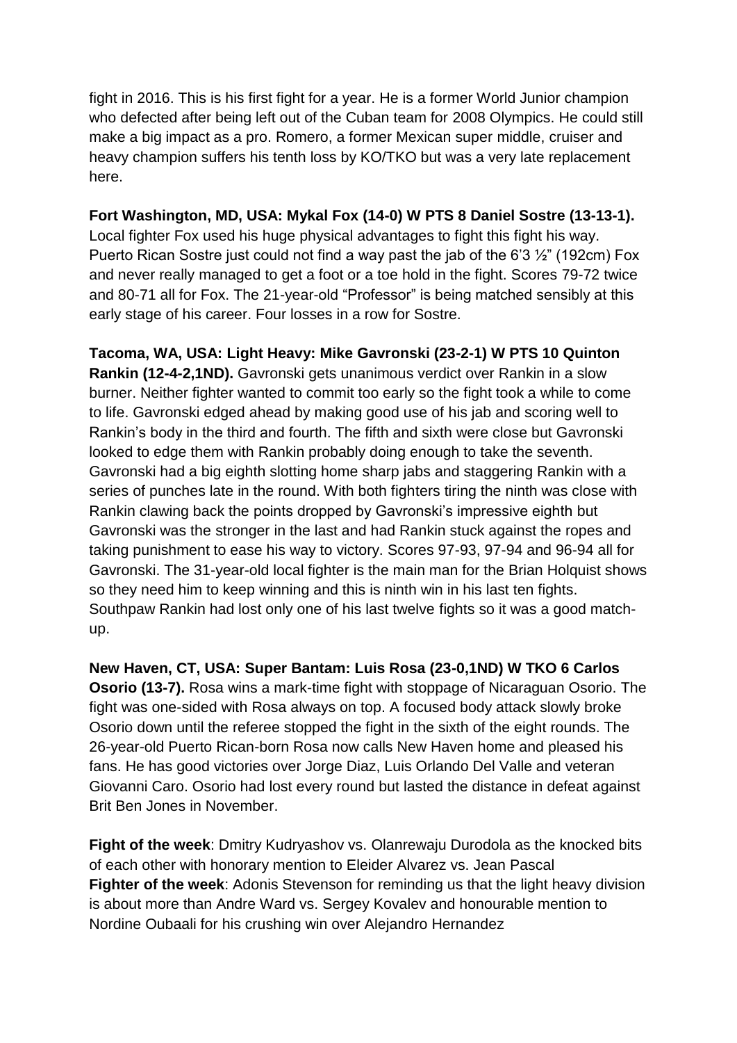fight in 2016. This is his first fight for a year. He is a former World Junior champion who defected after being left out of the Cuban team for 2008 Olympics. He could still make a big impact as a pro. Romero, a former Mexican super middle, cruiser and heavy champion suffers his tenth loss by KO/TKO but was a very late replacement here.

**Fort Washington, MD, USA: Mykal Fox (14-0) W PTS 8 Daniel Sostre (13-13-1).** Local fighter Fox used his huge physical advantages to fight this fight his way. Puerto Rican Sostre just could not find a way past the jab of the 6'3 ½" (192cm) Fox and never really managed to get a foot or a toe hold in the fight. Scores 79-72 twice and 80-71 all for Fox. The 21-year-old "Professor" is being matched sensibly at this early stage of his career. Four losses in a row for Sostre.

**Tacoma, WA, USA: Light Heavy: Mike Gavronski (23-2-1) W PTS 10 Quinton Rankin (12-4-2,1ND).** Gavronski gets unanimous verdict over Rankin in a slow burner. Neither fighter wanted to commit too early so the fight took a while to come to life. Gavronski edged ahead by making good use of his jab and scoring well to Rankin's body in the third and fourth. The fifth and sixth were close but Gavronski looked to edge them with Rankin probably doing enough to take the seventh. Gavronski had a big eighth slotting home sharp jabs and staggering Rankin with a series of punches late in the round. With both fighters tiring the ninth was close with Rankin clawing back the points dropped by Gavronski's impressive eighth but Gavronski was the stronger in the last and had Rankin stuck against the ropes and taking punishment to ease his way to victory. Scores 97-93, 97-94 and 96-94 all for Gavronski. The 31-year-old local fighter is the main man for the Brian Holquist shows so they need him to keep winning and this is ninth win in his last ten fights. Southpaw Rankin had lost only one of his last twelve fights so it was a good match-up.

**New Haven, CT, USA: Super Bantam: Luis Rosa (23-0,1ND) W TKO 6 Carlos Osorio (13-7).** Rosa wins a mark-time fight with stoppage of Nicaraguan Osorio. The fight was one-sided with Rosa always on top. A focused body attack slowly broke Osorio down until the referee stopped the fight in the sixth of the eight rounds. The 26-year-old Puerto Rican-born Rosa now calls New Haven home and pleased his fans. He has good victories over Jorge Diaz, Luis Orlando Del Valle and veteran Giovanni Caro. Osorio had lost every round but lasted the distance in defeat against Brit Ben Jones in November.

**Fight of the week**: Dmitry Kudryashov vs. Olanrewaju Durodola as the knocked bits of each other with honorary mention to Eleider Alvarez vs. Jean Pascal
**Fighter of the week**: Adonis Stevenson for reminding us that the light heavy division is about more than Andre Ward vs. Sergey Kovalev and honourable mention to Nordine Oubaali for his crushing win over Alejandro Hernandez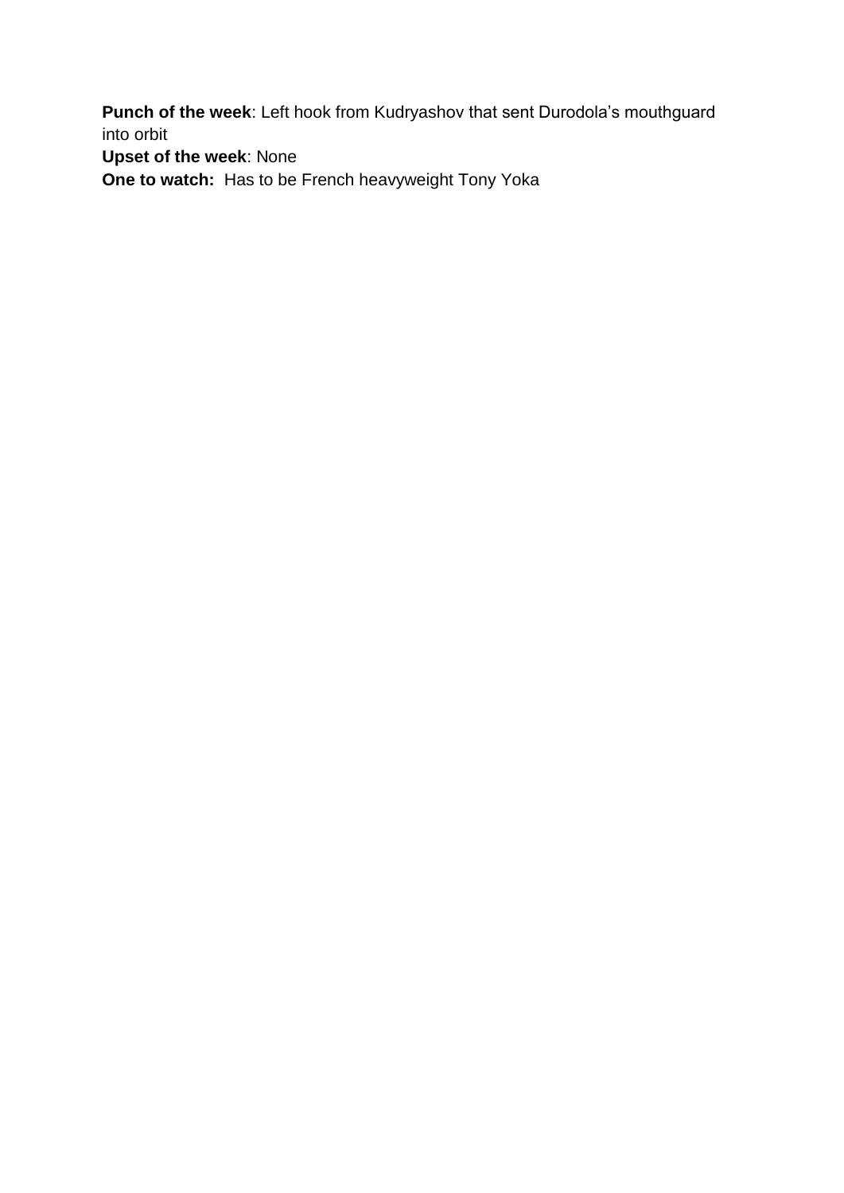**Punch of the week**: Left hook from Kudryashov that sent Durodola's mouthguard into orbit
**Upset of the week**: None
**One to watch:** Has to be French heavyweight Tony Yoka